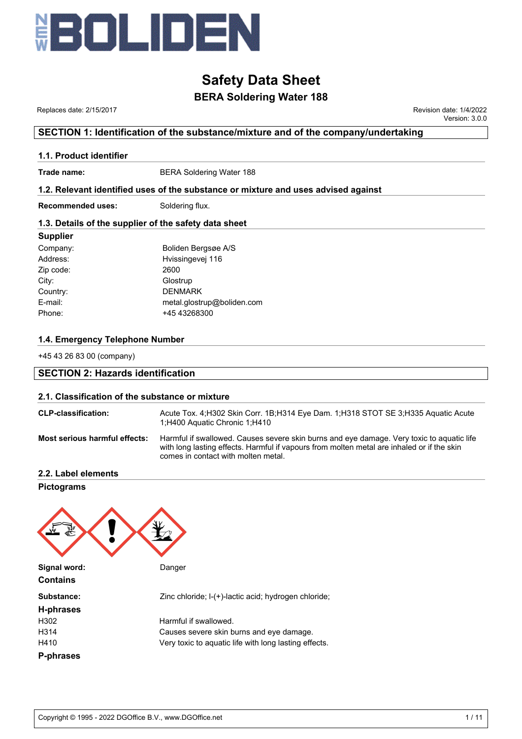# Safety Data Sheet

## BERA Soldering Water 188

Replaces date: 2/15/2017

Revision date: 1/4/2022
Version: 3.0.0

## SECTION 1: Identification of the substance/mixture and of the company/undertaking

### 1.1. Product identifier

**Trade name:** BERA Soldering Water 188

### 1.2. Relevant identified uses of the substance or mixture and uses advised against

**Recommended uses:** Soldering flux.

### 1.3. Details of the supplier of the safety data sheet

**Supplier**

| | |
|---|---|
| Company: | Boliden Bergsøe A/S |
| Address: | Hvissingevej 116 |
| Zip code: | 2600 |
| City: | Glostrup |
| Country: | DENMARK |
| E-mail: | metal.glostrup@boliden.com |
| Phone: | +45 43268300 |

### 1.4. Emergency Telephone Number

+45 43 26 83 00 (company)

## SECTION 2: Hazards identification

### 2.1. Classification of the substance or mixture

**CLP-classification:** Acute Tox. 4;H302 Skin Corr. 1B;H314 Eye Dam. 1;H318 STOT SE 3;H335 Aquatic Acute 1;H400 Aquatic Chronic 1;H410

**Most serious harmful effects:** Harmful if swallowed. Causes severe skin burns and eye damage. Very toxic to aquatic life with long lasting effects. Harmful if vapours from molten metal are inhaled or if the skin comes in contact with molten metal.

### 2.2. Label elements

**Pictograms**

**Signal word:** Danger

**Contains**

**Substance:** Zinc chloride; l-(+)-lactic acid; hydrogen chloride;

**H-phrases**

| | |
|---|---|
| H302 | Harmful if swallowed. |
| H314 | Causes severe skin burns and eye damage. |
| H410 | Very toxic to aquatic life with long lasting effects. |

**P-phrases**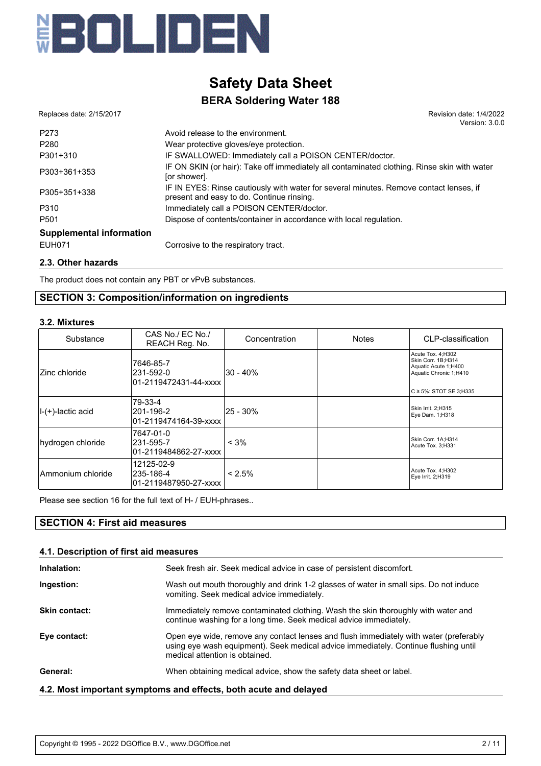| | |
|---|---|
| P273 | Avoid release to the environment. |
| P280 | Wear protective gloves/eye protection. |
| P301+310 | IF SWALLOWED: Immediately call a POISON CENTER/doctor. |
| P303+361+353 | IF ON SKIN (or hair): Take off immediately all contaminated clothing. Rinse skin with water [or shower]. |
| P305+351+338 | IF IN EYES: Rinse cautiously with water for several minutes. Remove contact lenses, if present and easy to do. Continue rinsing. |
| P310 | Immediately call a POISON CENTER/doctor. |
| P501 | Dispose of contents/container in accordance with local regulation. |

**Supplemental information**

| | |
|---|---|
| EUH071 | Corrosive to the respiratory tract. |

### 2.3. Other hazards

The product does not contain any PBT or vPvB substances.

## SECTION 3: Composition/information on ingredients

### 3.2. Mixtures

| Substance | CAS No./ EC No./ REACH Reg. No. | Concentration | Notes | CLP-classification |
|---|---|---|---|---|
| Zinc chloride | 7646-85-7<br>231-592-0<br>01-2119472431-44-xxxx | 30 - 40% | | Acute Tox. 4;H302<br>Skin Corr. 1B;H314<br>Aquatic Acute 1;H400<br>Aquatic Chronic 1;H410<br><br>C ≥ 5%: STOT SE 3;H335 |
| l-(+)-lactic acid | 79-33-4<br>201-196-2<br>01-2119474164-39-xxxx | 25 - 30% | | Skin Irrit. 2;H315<br>Eye Dam. 1;H318 |
| hydrogen chloride | 7647-01-0<br>231-595-7<br>01-2119484862-27-xxxx | < 3% | | Skin Corr. 1A;H314<br>Acute Tox. 3;H331 |
| Ammonium chloride | 12125-02-9<br>235-186-4<br>01-2119487950-27-xxxx | < 2.5% | | Acute Tox. 4;H302<br>Eye Irrit. 2;H319 |

Please see section 16 for the full text of H- / EUH-phrases..

## SECTION 4: First aid measures

### 4.1. Description of first aid measures

**Inhalation:** Seek fresh air. Seek medical advice in case of persistent discomfort.

**Ingestion:** Wash out mouth thoroughly and drink 1-2 glasses of water in small sips. Do not induce vomiting. Seek medical advice immediately.

**Skin contact:** Immediately remove contaminated clothing. Wash the skin thoroughly with water and continue washing for a long time. Seek medical advice immediately.

**Eye contact:** Open eye wide, remove any contact lenses and flush immediately with water (preferably using eye wash equipment). Seek medical advice immediately. Continue flushing until medical attention is obtained.

**General:** When obtaining medical advice, show the safety data sheet or label.

### 4.2. Most important symptoms and effects, both acute and delayed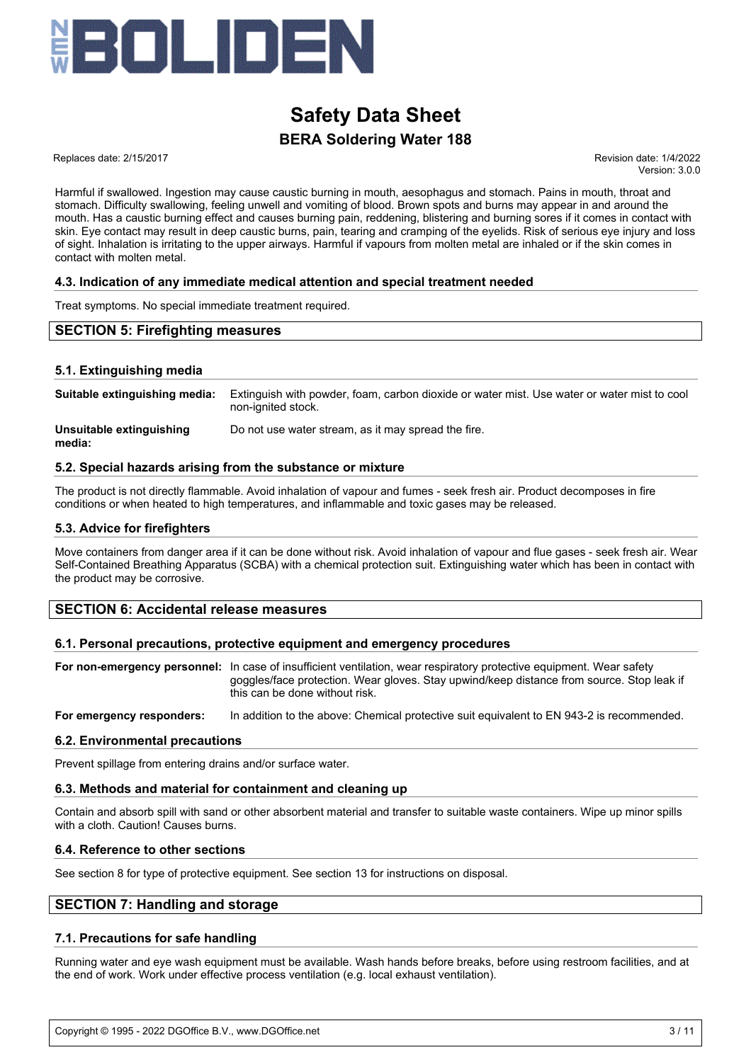Harmful if swallowed. Ingestion may cause caustic burning in mouth, aesophagus and stomach. Pains in mouth, throat and stomach. Difficulty swallowing, feeling unwell and vomiting of blood. Brown spots and burns may appear in and around the mouth. Has a caustic burning effect and causes burning pain, reddening, blistering and burning sores if it comes in contact with skin. Eye contact may result in deep caustic burns, pain, tearing and cramping of the eyelids. Risk of serious eye injury and loss of sight. Inhalation is irritating to the upper airways. Harmful if vapours from molten metal are inhaled or if the skin comes in contact with molten metal.

### 4.3. Indication of any immediate medical attention and special treatment needed

Treat symptoms. No special immediate treatment required.

## SECTION 5: Firefighting measures

### 5.1. Extinguishing media

**Suitable extinguishing media:** Extinguish with powder, foam, carbon dioxide or water mist. Use water or water mist to cool non-ignited stock.

**Unsuitable extinguishing media:** Do not use water stream, as it may spread the fire.

### 5.2. Special hazards arising from the substance or mixture

The product is not directly flammable. Avoid inhalation of vapour and fumes - seek fresh air. Product decomposes in fire conditions or when heated to high temperatures, and inflammable and toxic gases may be released.

### 5.3. Advice for firefighters

Move containers from danger area if it can be done without risk. Avoid inhalation of vapour and flue gases - seek fresh air. Wear Self-Contained Breathing Apparatus (SCBA) with a chemical protection suit. Extinguishing water which has been in contact with the product may be corrosive.

## SECTION 6: Accidental release measures

### 6.1. Personal precautions, protective equipment and emergency procedures

**For non-emergency personnel:** In case of insufficient ventilation, wear respiratory protective equipment. Wear safety goggles/face protection. Wear gloves. Stay upwind/keep distance from source. Stop leak if this can be done without risk.

**For emergency responders:** In addition to the above: Chemical protective suit equivalent to EN 943-2 is recommended.

### 6.2. Environmental precautions

Prevent spillage from entering drains and/or surface water.

### 6.3. Methods and material for containment and cleaning up

Contain and absorb spill with sand or other absorbent material and transfer to suitable waste containers. Wipe up minor spills with a cloth. Caution! Causes burns.

### 6.4. Reference to other sections

See section 8 for type of protective equipment. See section 13 for instructions on disposal.

## SECTION 7: Handling and storage

### 7.1. Precautions for safe handling

Running water and eye wash equipment must be available. Wash hands before breaks, before using restroom facilities, and at the end of work. Work under effective process ventilation (e.g. local exhaust ventilation).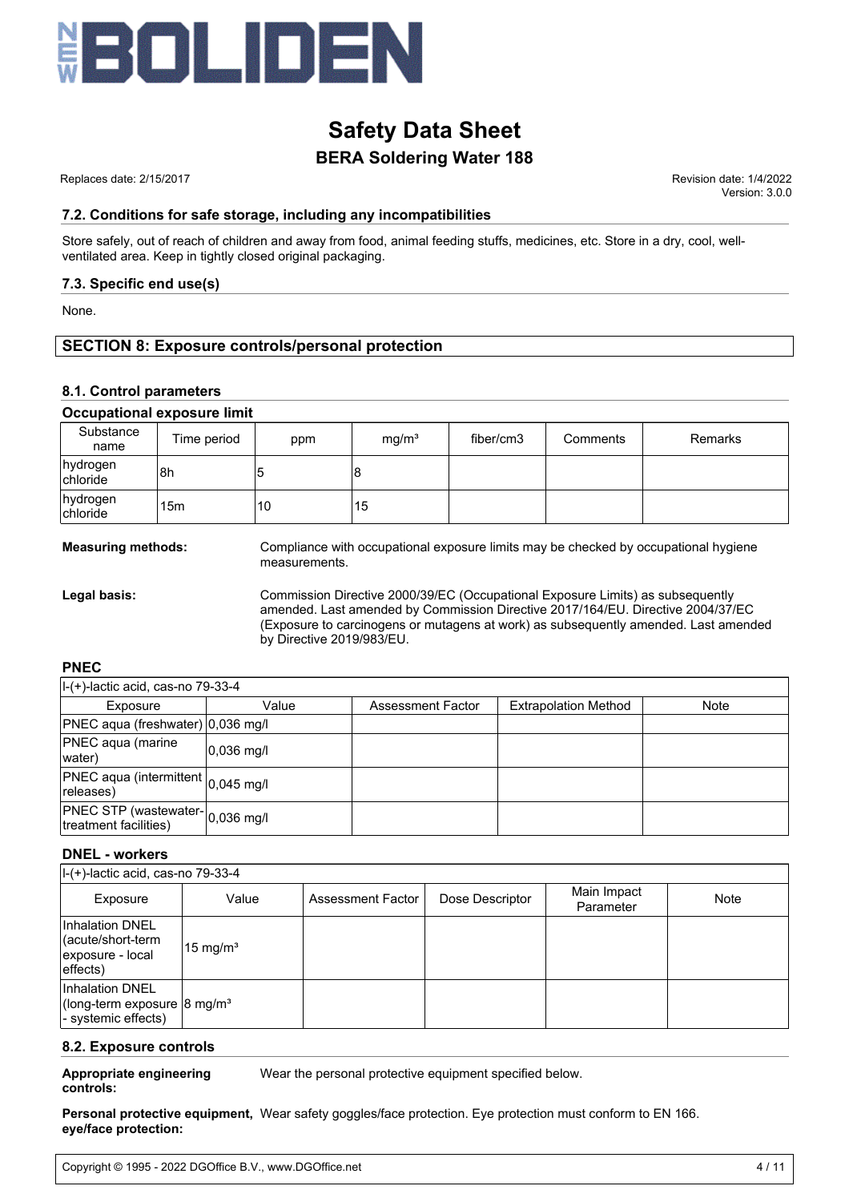## 7.2. Conditions for safe storage, including any incompatibilities

Store safely, out of reach of children and away from food, animal feeding stuffs, medicines, etc. Store in a dry, cool, well-ventilated area. Keep in tightly closed original packaging.

## 7.3. Specific end use(s)

None.

# SECTION 8: Exposure controls/personal protection

## 8.1. Control parameters

### Occupational exposure limit

| Substance name | Time period | ppm | mg/m³ | fiber/cm3 | Comments | Remarks |
|---|---|---|---|---|---|---|
| hydrogen chloride | 8h | 5 | 8 | | | |
| hydrogen chloride | 15m | 10 | 15 | | | |

**Measuring methods:** Compliance with occupational exposure limits may be checked by occupational hygiene measurements.

**Legal basis:** Commission Directive 2000/39/EC (Occupational Exposure Limits) as subsequently amended. Last amended by Commission Directive 2017/164/EU. Directive 2004/37/EC (Exposure to carcinogens or mutagens at work) as subsequently amended. Last amended by Directive 2019/983/EU.

### PNEC

l-(+)-lactic acid, cas-no 79-33-4

| Exposure | Value | Assessment Factor | Extrapolation Method | Note |
|---|---|---|---|---|
| PNEC aqua (freshwater) | 0,036 mg/l | | | |
| PNEC aqua (marine water) | 0,036 mg/l | | | |
| PNEC aqua (intermittent releases) | 0,045 mg/l | | | |
| PNEC STP (wastewater-treatment facilities) | 0,036 mg/l | | | |

### DNEL - workers

l-(+)-lactic acid, cas-no 79-33-4

| Exposure | Value | Assessment Factor | Dose Descriptor | Main Impact Parameter | Note |
|---|---|---|---|---|---|
| Inhalation DNEL (acute/short-term exposure - local effects) | 15 mg/m³ | | | | |
| Inhalation DNEL (long-term exposure - systemic effects) | 8 mg/m³ | | | | |

## 8.2. Exposure controls

**Appropriate engineering controls:** Wear the personal protective equipment specified below.

**Personal protective equipment, eye/face protection:** Wear safety goggles/face protection. Eye protection must conform to EN 166.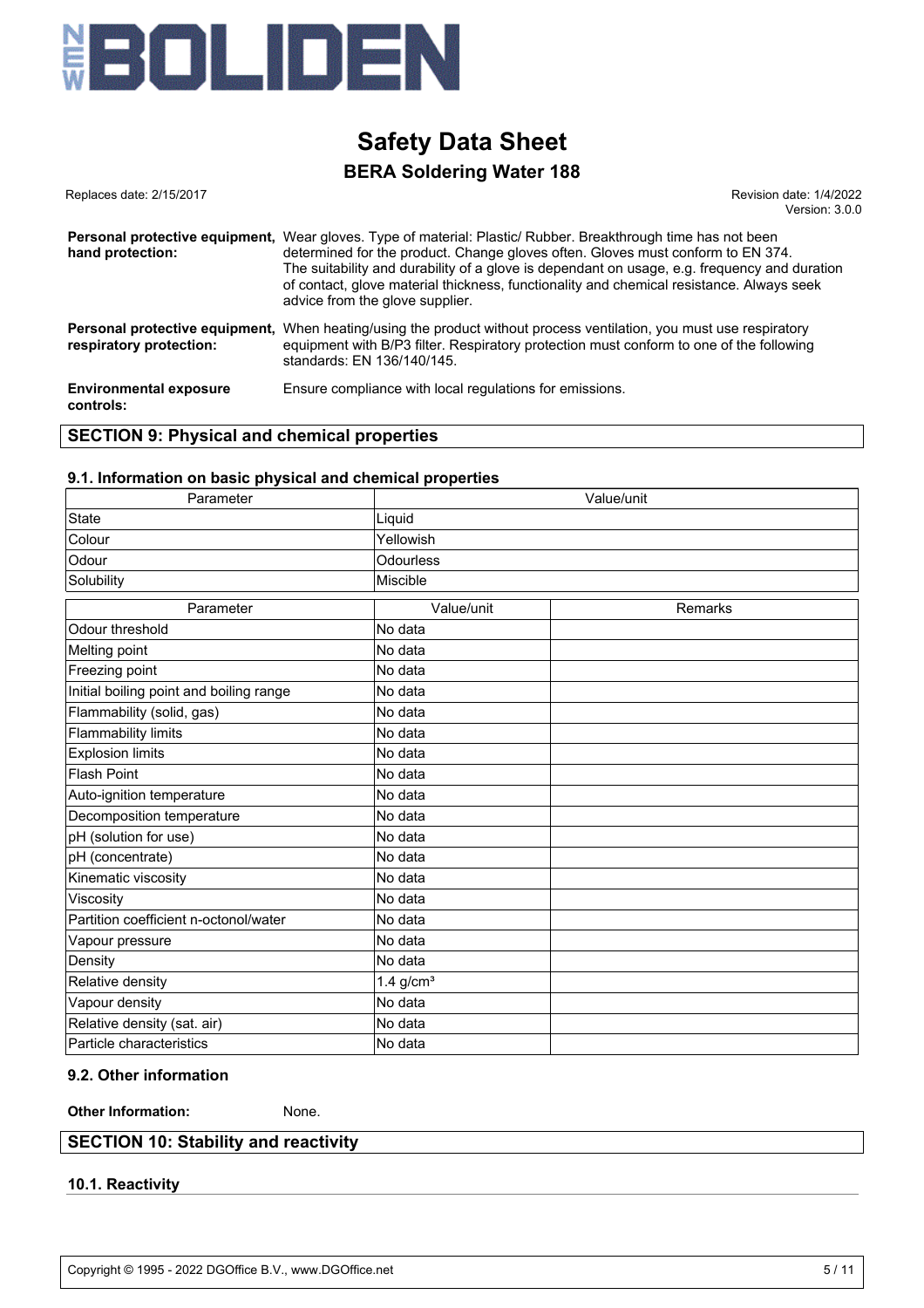| | |
|---|---|
| **Personal protective equipment, hand protection:** | Wear gloves. Type of material: Plastic/ Rubber. Breakthrough time has not been determined for the product. Change gloves often. Gloves must conform to EN 374. The suitability and durability of a glove is dependant on usage, e.g. frequency and duration of contact, glove material thickness, functionality and chemical resistance. Always seek advice from the glove supplier. |
| **Personal protective equipment, respiratory protection:** | When heating/using the product without process ventilation, you must use respiratory equipment with B/P3 filter. Respiratory protection must conform to one of the following standards: EN 136/140/145. |
| **Environmental exposure controls:** | Ensure compliance with local regulations for emissions. |

## SECTION 9: Physical and chemical properties

### 9.1. Information on basic physical and chemical properties

| Parameter | Value/unit |
|---|---|
| State | Liquid |
| Colour | Yellowish |
| Odour | Odourless |
| Solubility | Miscible |

| Parameter | Value/unit | Remarks |
|---|---|---|
| Odour threshold | No data | |
| Melting point | No data | |
| Freezing point | No data | |
| Initial boiling point and boiling range | No data | |
| Flammability (solid, gas) | No data | |
| Flammability limits | No data | |
| Explosion limits | No data | |
| Flash Point | No data | |
| Auto-ignition temperature | No data | |
| Decomposition temperature | No data | |
| pH (solution for use) | No data | |
| pH (concentrate) | No data | |
| Kinematic viscosity | No data | |
| Viscosity | No data | |
| Partition coefficient n-octonol/water | No data | |
| Vapour pressure | No data | |
| Density | No data | |
| Relative density | 1.4 $g/cm^3$ | |
| Vapour density | No data | |
| Relative density (sat. air) | No data | |
| Particle characteristics | No data | |

### 9.2. Other information

**Other Information:** None.

## SECTION 10: Stability and reactivity

### 10.1. Reactivity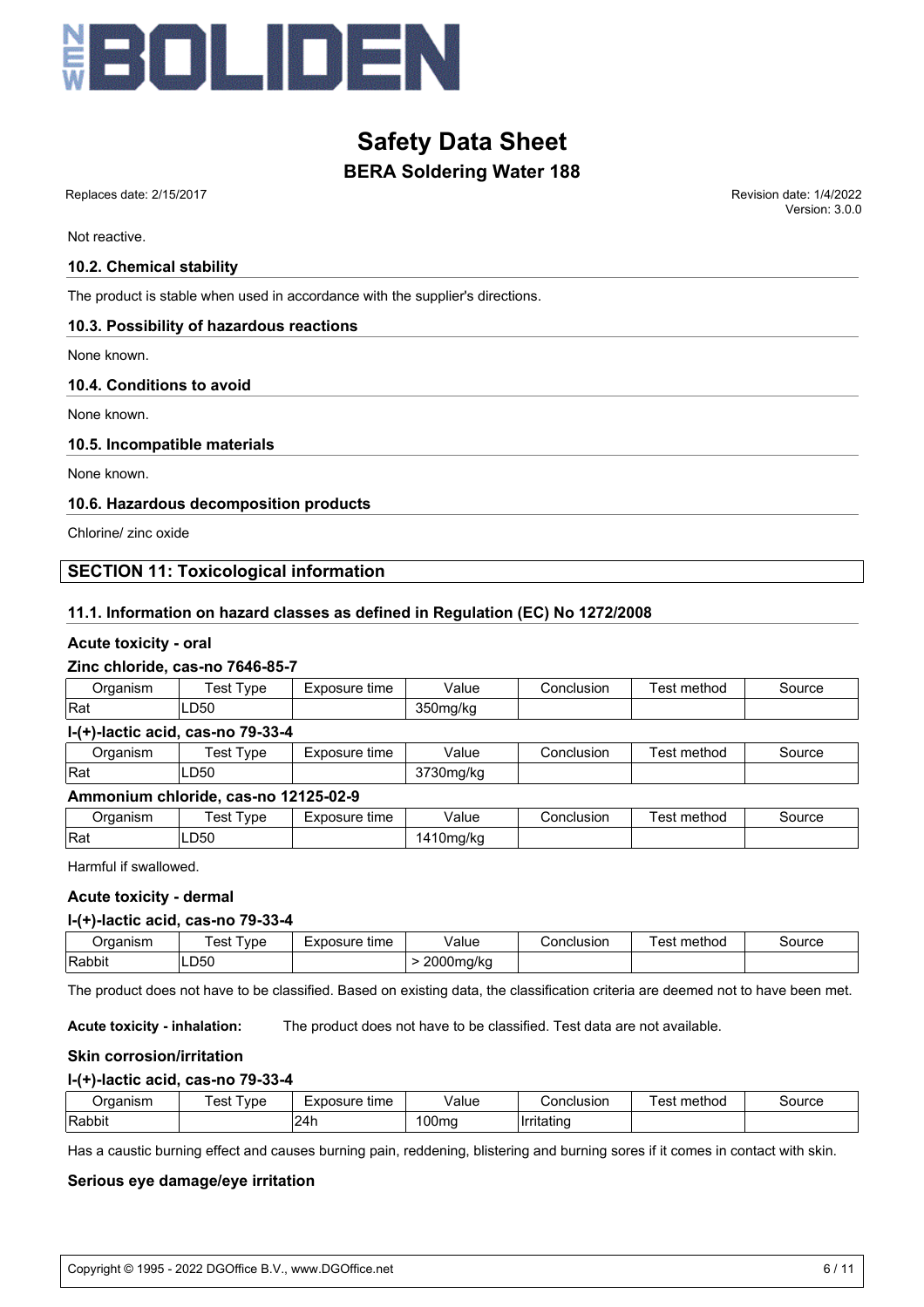Not reactive.

### 10.2. Chemical stability

The product is stable when used in accordance with the supplier's directions.

### 10.3. Possibility of hazardous reactions

None known.

### 10.4. Conditions to avoid

None known.

### 10.5. Incompatible materials

None known.

### 10.6. Hazardous decomposition products

Chlorine/ zinc oxide

## SECTION 11: Toxicological information

### 11.1. Information on hazard classes as defined in Regulation (EC) No 1272/2008

**Acute toxicity - oral**

**Zinc chloride, cas-no 7646-85-7**

| Organism | Test Type | Exposure time | Value | Conclusion | Test method | Source |
|---|---|---|---|---|---|---|
| Rat | LD50 | | 350mg/kg | | | |

**l-(+)-lactic acid, cas-no 79-33-4**

| Organism | Test Type | Exposure time | Value | Conclusion | Test method | Source |
|---|---|---|---|---|---|---|
| Rat | LD50 | | 3730mg/kg | | | |

**Ammonium chloride, cas-no 12125-02-9**

| Organism | Test Type | Exposure time | Value | Conclusion | Test method | Source |
|---|---|---|---|---|---|---|
| Rat | LD50 | | 1410mg/kg | | | |

Harmful if swallowed.

**Acute toxicity - dermal**

**l-(+)-lactic acid, cas-no 79-33-4**

| Organism | Test Type | Exposure time | Value | Conclusion | Test method | Source |
|---|---|---|---|---|---|---|
| Rabbit | LD50 | | > 2000mg/kg | | | |

The product does not have to be classified. Based on existing data, the classification criteria are deemed not to have been met.

**Acute toxicity - inhalation:** The product does not have to be classified. Test data are not available.

**Skin corrosion/irritation**

**l-(+)-lactic acid, cas-no 79-33-4**

| Organism | Test Type | Exposure time | Value | Conclusion | Test method | Source |
|---|---|---|---|---|---|---|
| Rabbit | | 24h | 100mg | Irritating | | |

Has a caustic burning effect and causes burning pain, reddening, blistering and burning sores if it comes in contact with skin.

**Serious eye damage/eye irritation**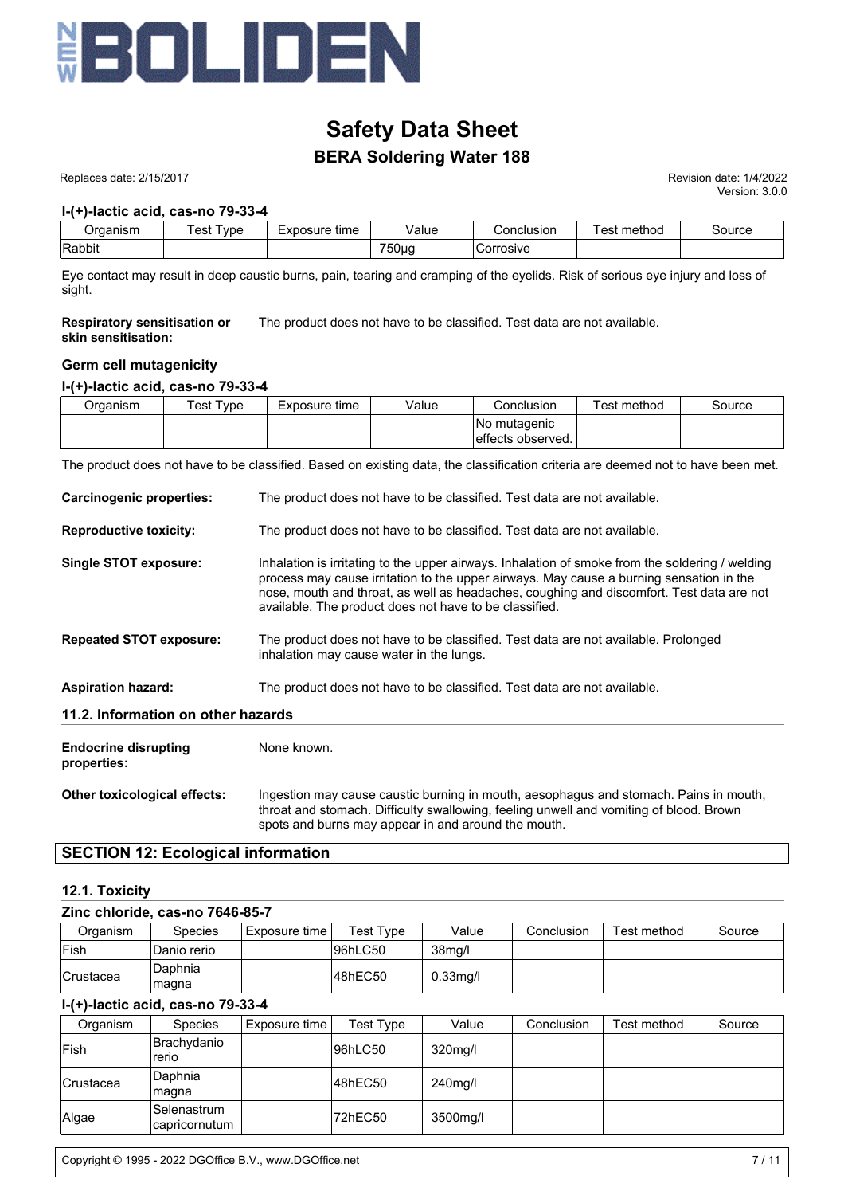# Safety Data Sheet

## BERA Soldering Water 188

Replaces date: 2/15/2017

Revision date: 1/4/2022
Version: 3.0.0

**l-(+)-lactic acid, cas-no 79-33-4**

| Organism | Test Type | Exposure time | Value | Conclusion | Test method | Source |
|---|---|---|---|---|---|---|
| Rabbit | | | 750µg | Corrosive | | |

Eye contact may result in deep caustic burns, pain, tearing and cramping of the eyelids. Risk of serious eye injury and loss of sight.

**Respiratory sensitisation or skin sensitisation:** The product does not have to be classified. Test data are not available.

### Germ cell mutagenicity

**l-(+)-lactic acid, cas-no 79-33-4**

| Organism | Test Type | Exposure time | Value | Conclusion | Test method | Source |
|---|---|---|---|---|---|---|
| | | | | No mutagenic effects observed. | | |

The product does not have to be classified. Based on existing data, the classification criteria are deemed not to have been met.

**Carcinogenic properties:** The product does not have to be classified. Test data are not available.

**Reproductive toxicity:** The product does not have to be classified. Test data are not available.

**Single STOT exposure:** Inhalation is irritating to the upper airways. Inhalation of smoke from the soldering / welding process may cause irritation to the upper airways. May cause a burning sensation in the nose, mouth and throat, as well as headaches, coughing and discomfort. Test data are not available. The product does not have to be classified.

**Repeated STOT exposure:** The product does not have to be classified. Test data are not available. Prolonged inhalation may cause water in the lungs.

**Aspiration hazard:** The product does not have to be classified. Test data are not available.

### 11.2. Information on other hazards

**Endocrine disrupting properties:** None known.

**Other toxicological effects:** Ingestion may cause caustic burning in mouth, aesophagus and stomach. Pains in mouth, throat and stomach. Difficulty swallowing, feeling unwell and vomiting of blood. Brown spots and burns may appear in and around the mouth.

## SECTION 12: Ecological information

### 12.1. Toxicity

**Zinc chloride, cas-no 7646-85-7**

| Organism | Species | Exposure time | Test Type | Value | Conclusion | Test method | Source |
|---|---|---|---|---|---|---|---|
| Fish | Danio rerio | | 96hLC50 | 38mg/l | | | |
| Crustacea | Daphnia magna | | 48hEC50 | 0.33mg/l | | | |

**l-(+)-lactic acid, cas-no 79-33-4**

| Organism | Species | Exposure time | Test Type | Value | Conclusion | Test method | Source |
|---|---|---|---|---|---|---|---|
| Fish | Brachydanio rerio | | 96hLC50 | 320mg/l | | | |
| Crustacea | Daphnia magna | | 48hEC50 | 240mg/l | | | |
| Algae | Selenastrum capricornutum | | 72hEC50 | 3500mg/l | | | |

Copyright © 1995 - 2022 DGOffice B.V., www.DGOffice.net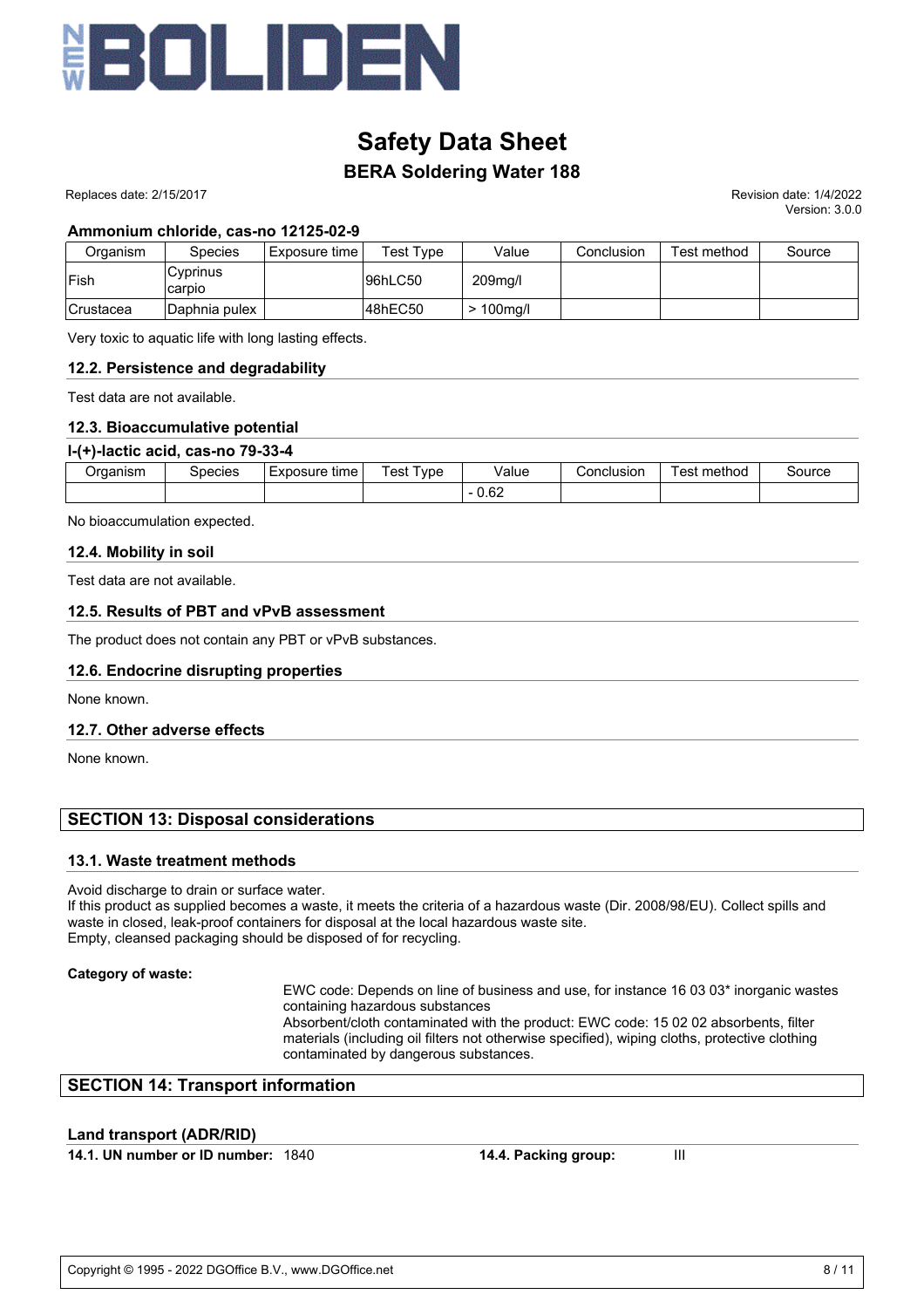#### Ammonium chloride, cas-no 12125-02-9

| Organism | Species | Exposure time | Test Type | Value | Conclusion | Test method | Source |
|---|---|---|---|---|---|---|---|
| Fish | Cyprinus carpio | | 96hLC50 | 209mg/l | | | |
| Crustacea | Daphnia pulex | | 48hEC50 | > 100mg/l | | | |

Very toxic to aquatic life with long lasting effects.

### 12.2. Persistence and degradability

Test data are not available.

### 12.3. Bioaccumulative potential

#### l-(+)-lactic acid, cas-no 79-33-4

| Organism | Species | Exposure time | Test Type | Value | Conclusion | Test method | Source |
|---|---|---|---|---|---|---|---|
| | | | | - 0.62 | | | |

No bioaccumulation expected.

### 12.4. Mobility in soil

Test data are not available.

### 12.5. Results of PBT and vPvB assessment

The product does not contain any PBT or vPvB substances.

### 12.6. Endocrine disrupting properties

None known.

### 12.7. Other adverse effects

None known.

## SECTION 13: Disposal considerations

### 13.1. Waste treatment methods

Avoid discharge to drain or surface water.
If this product as supplied becomes a waste, it meets the criteria of a hazardous waste (Dir. 2008/98/EU). Collect spills and waste in closed, leak-proof containers for disposal at the local hazardous waste site.
Empty, cleansed packaging should be disposed of for recycling.

**Category of waste:**

EWC code: Depends on line of business and use, for instance 16 03 03* inorganic wastes containing hazardous substances
Absorbent/cloth contaminated with the product: EWC code: 15 02 02 absorbents, filter materials (including oil filters not otherwise specified), wiping cloths, protective clothing contaminated by dangerous substances.

## SECTION 14: Transport information

### Land transport (ADR/RID)

**14.1. UN number or ID number:** 1840

**14.4. Packing group:** III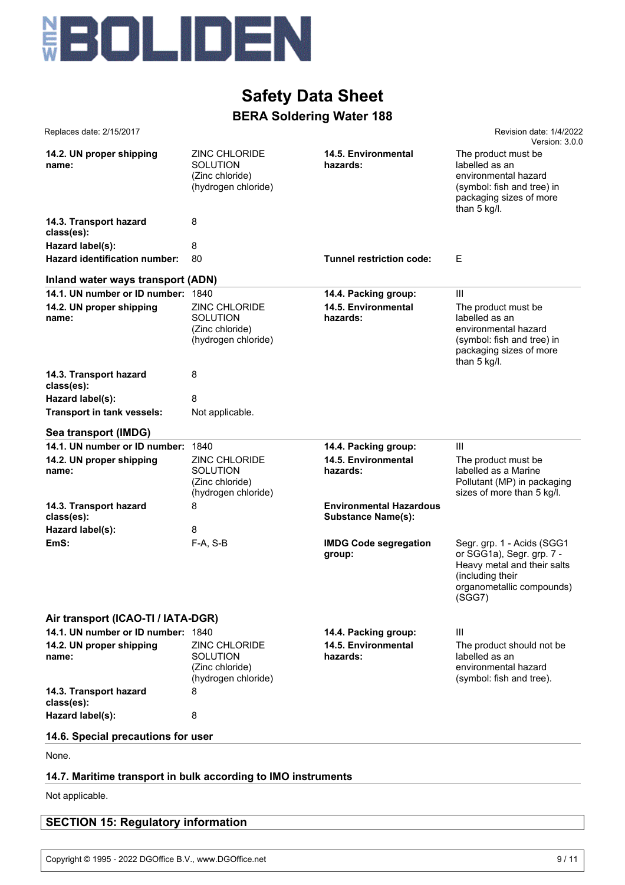| | | | |
|---|---|---|---|
| **14.2. UN proper shipping name:** | ZINC CHLORIDE SOLUTION (Zinc chloride) (hydrogen chloride) | **14.5. Environmental hazards:** | The product must be labelled as an environmental hazard (symbol: fish and tree) in packaging sizes of more than 5 kg/l. |
| **14.3. Transport hazard class(es):** | 8 | | |
| **Hazard label(s):** | 8 | | |
| **Hazard identification number:** | 80 | **Tunnel restriction code:** | E |

### Inland water ways transport (ADN)

| | | | |
|---|---|---|---|
| **14.1. UN number or ID number:** | 1840 | **14.4. Packing group:** | III |
| **14.2. UN proper shipping name:** | ZINC CHLORIDE SOLUTION (Zinc chloride) (hydrogen chloride) | **14.5. Environmental hazards:** | The product must be labelled as an environmental hazard (symbol: fish and tree) in packaging sizes of more than 5 kg/l. |
| **14.3. Transport hazard class(es):** | 8 | | |
| **Hazard label(s):** | 8 | | |
| **Transport in tank vessels:** | Not applicable. | | |

### Sea transport (IMDG)

| | | | |
|---|---|---|---|
| **14.1. UN number or ID number:** | 1840 | **14.4. Packing group:** | III |
| **14.2. UN proper shipping name:** | ZINC CHLORIDE SOLUTION (Zinc chloride) (hydrogen chloride) | **14.5. Environmental hazards:** | The product must be labelled as a Marine Pollutant (MP) in packaging sizes of more than 5 kg/l. |
| **14.3. Transport hazard class(es):** | 8 | **Environmental Hazardous Substance Name(s):** | |
| **Hazard label(s):** | 8 | | |
| **EmS:** | F-A, S-B | **IMDG Code segregation group:** | Segr. grp. 1 - Acids (SGG1 or SGG1a), Segr. grp. 7 - Heavy metal and their salts (including their organometallic compounds) (SGG7) |

### Air transport (ICAO-TI / IATA-DGR)

| | | | |
|---|---|---|---|
| **14.1. UN number or ID number:** | 1840 | **14.4. Packing group:** | III |
| **14.2. UN proper shipping name:** | ZINC CHLORIDE SOLUTION (Zinc chloride) (hydrogen chloride) | **14.5. Environmental hazards:** | The product should not be labelled as an environmental hazard (symbol: fish and tree). |
| **14.3. Transport hazard class(es):** | 8 | | |
| **Hazard label(s):** | 8 | | |

### 14.6. Special precautions for user

None.

### 14.7. Maritime transport in bulk according to IMO instruments

Not applicable.

## SECTION 15: Regulatory information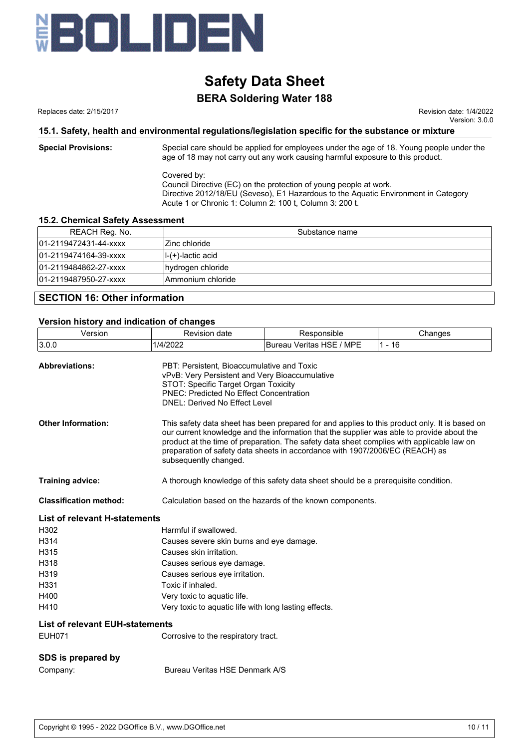# Safety Data Sheet

## BERA Soldering Water 188

Replaces date: 2/15/2017

Revision date: 1/4/2022
Version: 3.0.0

### 15.1. Safety, health and environmental regulations/legislation specific for the substance or mixture

**Special Provisions:**

Special care should be applied for employees under the age of 18. Young people under the age of 18 may not carry out any work causing harmful exposure to this product.

Covered by:
Council Directive (EC) on the protection of young people at work.
Directive 2012/18/EU (Seveso), E1 Hazardous to the Aquatic Environment in Category Acute 1 or Chronic 1: Column 2: 100 t, Column 3: 200 t.

### 15.2. Chemical Safety Assessment

| REACH Reg. No. | Substance name |
|---|---|
| 01-2119472431-44-xxxx | Zinc chloride |
| 01-2119474164-39-xxxx | l-(+)-lactic acid |
| 01-2119484862-27-xxxx | hydrogen chloride |
| 01-2119487950-27-xxxx | Ammonium chloride |

## SECTION 16: Other information

### Version history and indication of changes

| Version | Revision date | Responsible | Changes |
|---|---|---|---|
| 3.0.0 | 1/4/2022 | Bureau Veritas HSE / MPE | 1 - 16 |

**Abbreviations:**

PBT: Persistent, Bioaccumulative and Toxic
vPvB: Very Persistent and Very Bioaccumulative
STOT: Specific Target Organ Toxicity
PNEC: Predicted No Effect Concentration
DNEL: Derived No Effect Level

**Other Information:**

This safety data sheet has been prepared for and applies to this product only. It is based on our current knowledge and the information that the supplier was able to provide about the product at the time of preparation. The safety data sheet complies with applicable law on preparation of safety data sheets in accordance with 1907/2006/EC (REACH) as subsequently changed.

**Training advice:**

A thorough knowledge of this safety data sheet should be a prerequisite condition.

**Classification method:**

Calculation based on the hazards of the known components.

### List of relevant H-statements

| | |
|---|---|
| H302 | Harmful if swallowed. |
| H314 | Causes severe skin burns and eye damage. |
| H315 | Causes skin irritation. |
| H318 | Causes serious eye damage. |
| H319 | Causes serious eye irritation. |
| H331 | Toxic if inhaled. |
| H400 | Very toxic to aquatic life. |
| H410 | Very toxic to aquatic life with long lasting effects. |

### List of relevant EUH-statements

| | |
|---|---|
| EUH071 | Corrosive to the respiratory tract. |

### SDS is prepared by

Company: Bureau Veritas HSE Denmark A/S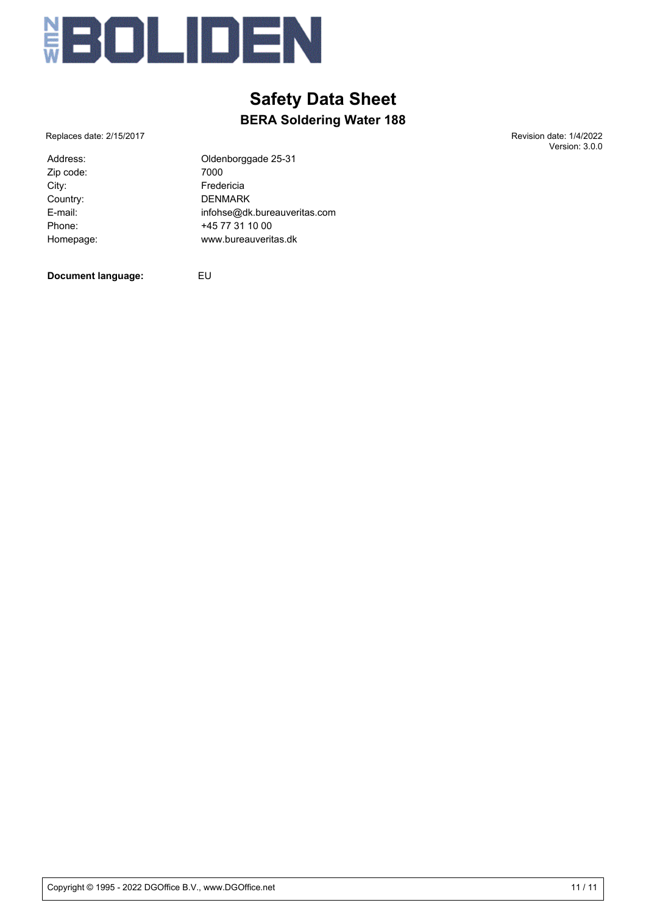Address: Oldenborggade 25-31
Zip code: 7000
City: Fredericia
Country: DENMARK
E-mail: infohse@dk.bureauveritas.com
Phone: +45 77 31 10 00
Homepage: www.bureauveritas.dk

**Document language:** EU